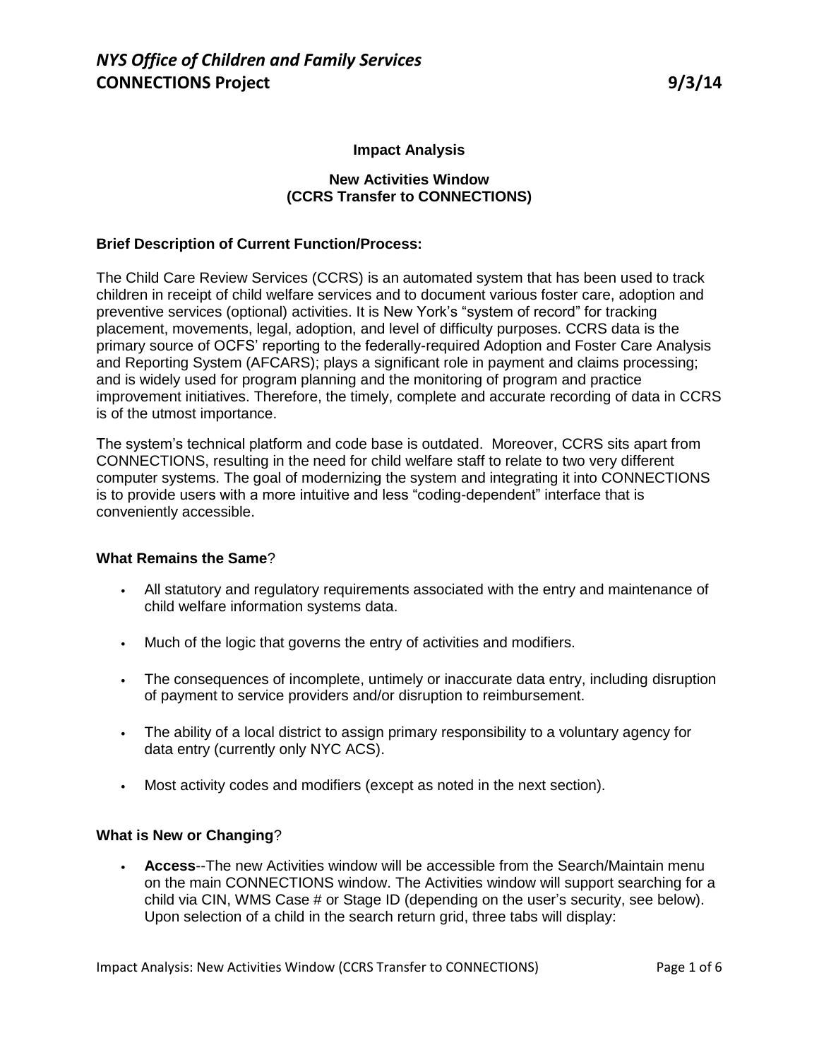*NYS Office of Children and Family Services*
**CONNECTIONS Project** **9/3/14**

## Impact Analysis

### New Activities Window (CCRS Transfer to CONNECTIONS)

**Brief Description of Current Function/Process:**

The Child Care Review Services (CCRS) is an automated system that has been used to track children in receipt of child welfare services and to document various foster care, adoption and preventive services (optional) activities. It is New York's "system of record" for tracking placement, movements, legal, adoption, and level of difficulty purposes. CCRS data is the primary source of OCFS' reporting to the federally-required Adoption and Foster Care Analysis and Reporting System (AFCARS); plays a significant role in payment and claims processing; and is widely used for program planning and the monitoring of program and practice improvement initiatives. Therefore, the timely, complete and accurate recording of data in CCRS is of the utmost importance.

The system's technical platform and code base is outdated. Moreover, CCRS sits apart from CONNECTIONS, resulting in the need for child welfare staff to relate to two very different computer systems. The goal of modernizing the system and integrating it into CONNECTIONS is to provide users with a more intuitive and less "coding-dependent" interface that is conveniently accessible.

**What Remains the Same**?

- All statutory and regulatory requirements associated with the entry and maintenance of child welfare information systems data.
- Much of the logic that governs the entry of activities and modifiers.
- The consequences of incomplete, untimely or inaccurate data entry, including disruption of payment to service providers and/or disruption to reimbursement.
- The ability of a local district to assign primary responsibility to a voluntary agency for data entry (currently only NYC ACS).
- Most activity codes and modifiers (except as noted in the next section).

**What is New or Changing**?

- **Access**--The new Activities window will be accessible from the Search/Maintain menu on the main CONNECTIONS window. The Activities window will support searching for a child via CIN, WMS Case # or Stage ID (depending on the user's security, see below). Upon selection of a child in the search return grid, three tabs will display: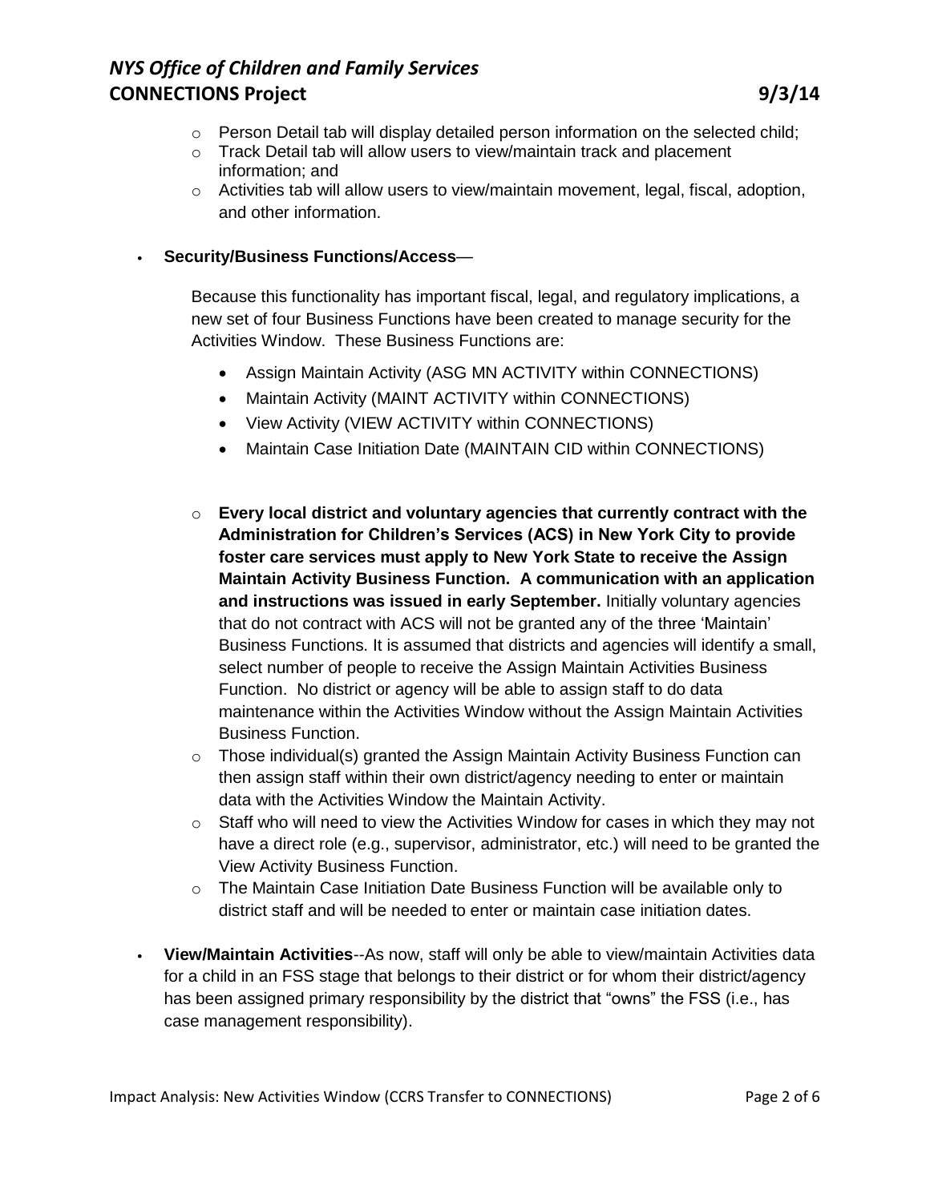- Person Detail tab will display detailed person information on the selected child;
  - Track Detail tab will allow users to view/maintain track and placement information; and
  - Activities tab will allow users to view/maintain movement, legal, fiscal, adoption, and other information.

- **Security/Business Functions/Access**—

  Because this functionality has important fiscal, legal, and regulatory implications, a new set of four Business Functions have been created to manage security for the Activities Window. These Business Functions are:

  - Assign Maintain Activity (ASG MN ACTIVITY within CONNECTIONS)
  - Maintain Activity (MAINT ACTIVITY within CONNECTIONS)
  - View Activity (VIEW ACTIVITY within CONNECTIONS)
  - Maintain Case Initiation Date (MAINTAIN CID within CONNECTIONS)

  - **Every local district and voluntary agencies that currently contract with the Administration for Children's Services (ACS) in New York City to provide foster care services must apply to New York State to receive the Assign Maintain Activity Business Function. A communication with an application and instructions was issued in early September.** Initially voluntary agencies that do not contract with ACS will not be granted any of the three 'Maintain' Business Functions. It is assumed that districts and agencies will identify a small, select number of people to receive the Assign Maintain Activities Business Function. No district or agency will be able to assign staff to do data maintenance within the Activities Window without the Assign Maintain Activities Business Function.
  - Those individual(s) granted the Assign Maintain Activity Business Function can then assign staff within their own district/agency needing to enter or maintain data with the Activities Window the Maintain Activity.
  - Staff who will need to view the Activities Window for cases in which they may not have a direct role (e.g., supervisor, administrator, etc.) will need to be granted the View Activity Business Function.
  - The Maintain Case Initiation Date Business Function will be available only to district staff and will be needed to enter or maintain case initiation dates.

- **View/Maintain Activities**--As now, staff will only be able to view/maintain Activities data for a child in an FSS stage that belongs to their district or for whom their district/agency has been assigned primary responsibility by the district that "owns" the FSS (i.e., has case management responsibility).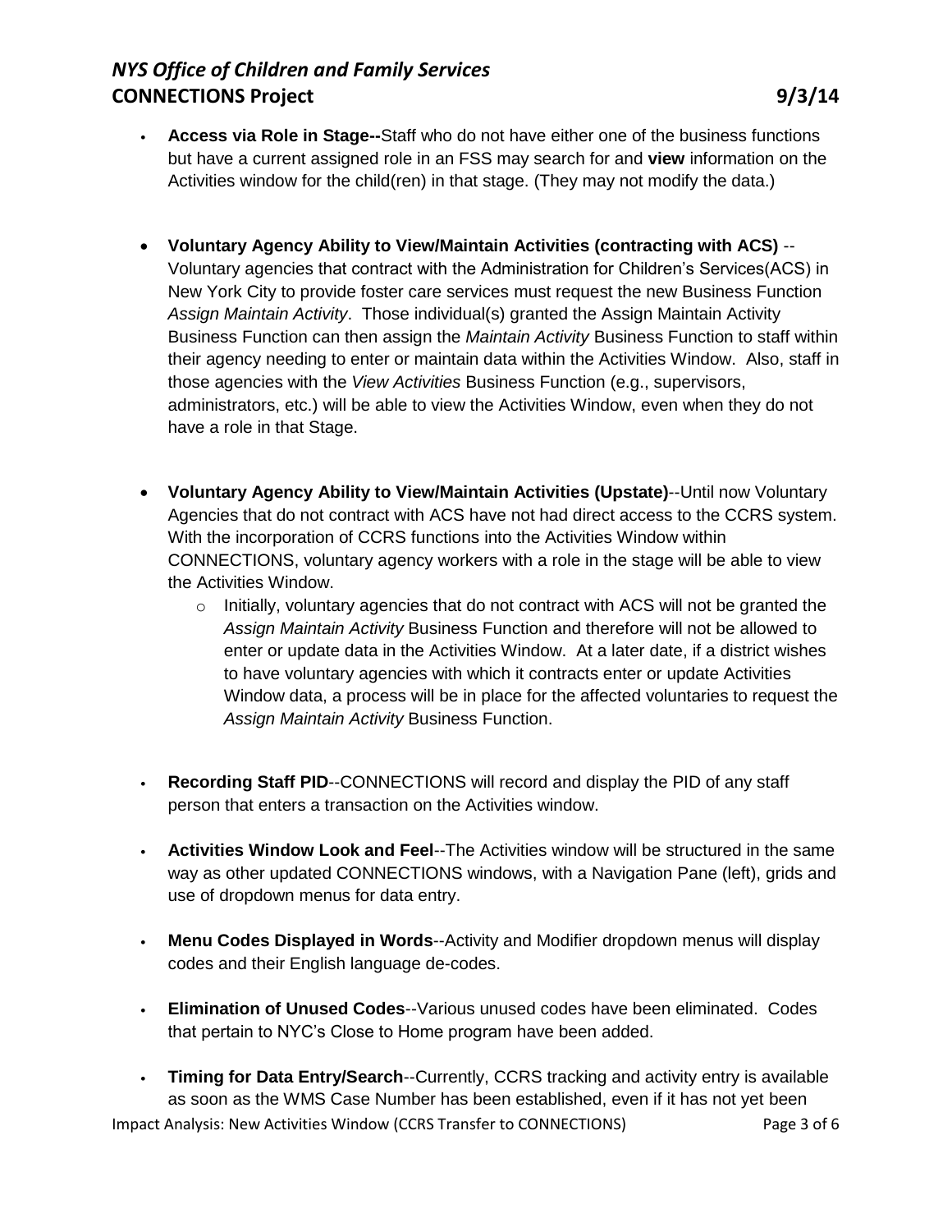- **Access via Role in Stage--**Staff who do not have either one of the business functions but have a current assigned role in an FSS may search for and **view** information on the Activities window for the child(ren) in that stage. (They may not modify the data.)

- **Voluntary Agency Ability to View/Maintain Activities (contracting with ACS)** --Voluntary agencies that contract with the Administration for Children's Services(ACS) in New York City to provide foster care services must request the new Business Function *Assign Maintain Activity*. Those individual(s) granted the Assign Maintain Activity Business Function can then assign the *Maintain Activity* Business Function to staff within their agency needing to enter or maintain data within the Activities Window. Also, staff in those agencies with the *View Activities* Business Function (e.g., supervisors, administrators, etc.) will be able to view the Activities Window, even when they do not have a role in that Stage.

- **Voluntary Agency Ability to View/Maintain Activities (Upstate)**--Until now Voluntary Agencies that do not contract with ACS have not had direct access to the CCRS system. With the incorporation of CCRS functions into the Activities Window within CONNECTIONS, voluntary agency workers with a role in the stage will be able to view the Activities Window.
    - Initially, voluntary agencies that do not contract with ACS will not be granted the *Assign Maintain Activity* Business Function and therefore will not be allowed to enter or update data in the Activities Window. At a later date, if a district wishes to have voluntary agencies with which it contracts enter or update Activities Window data, a process will be in place for the affected voluntaries to request the *Assign Maintain Activity* Business Function.

- **Recording Staff PID**--CONNECTIONS will record and display the PID of any staff person that enters a transaction on the Activities window.

- **Activities Window Look and Feel**--The Activities window will be structured in the same way as other updated CONNECTIONS windows, with a Navigation Pane (left), grids and use of dropdown menus for data entry.

- **Menu Codes Displayed in Words**--Activity and Modifier dropdown menus will display codes and their English language de-codes.

- **Elimination of Unused Codes**--Various unused codes have been eliminated. Codes that pertain to NYC's Close to Home program have been added.

- **Timing for Data Entry/Search**--Currently, CCRS tracking and activity entry is available as soon as the WMS Case Number has been established, even if it has not yet been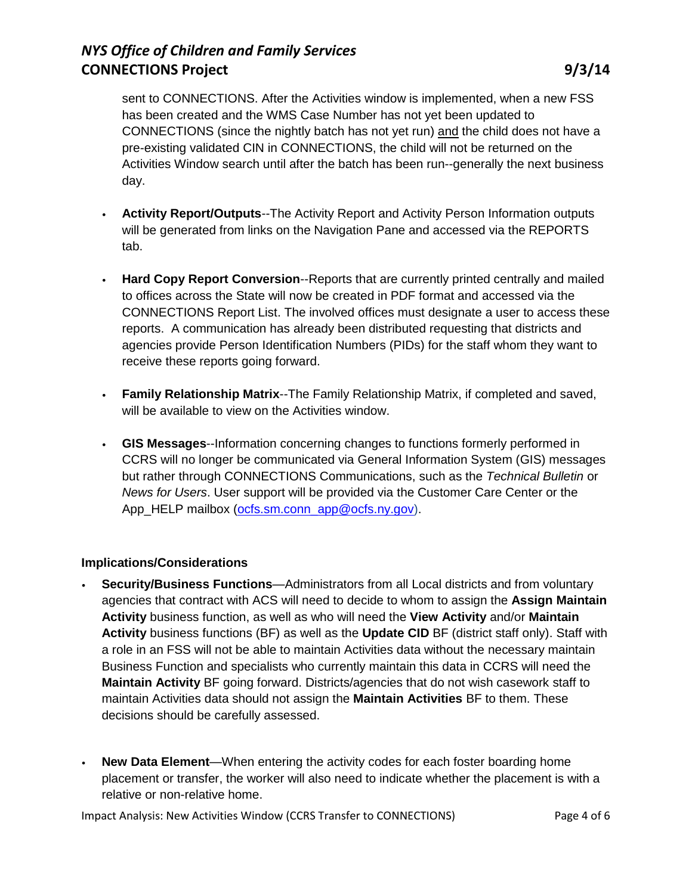sent to CONNECTIONS. After the Activities window is implemented, when a new FSS has been created and the WMS Case Number has not yet been updated to CONNECTIONS (since the nightly batch has not yet run) and the child does not have a pre-existing validated CIN in CONNECTIONS, the child will not be returned on the Activities Window search until after the batch has been run--generally the next business day.

- **Activity Report/Outputs**--The Activity Report and Activity Person Information outputs will be generated from links on the Navigation Pane and accessed via the REPORTS tab.

- **Hard Copy Report Conversion**--Reports that are currently printed centrally and mailed to offices across the State will now be created in PDF format and accessed via the CONNECTIONS Report List. The involved offices must designate a user to access these reports. A communication has already been distributed requesting that districts and agencies provide Person Identification Numbers (PIDs) for the staff whom they want to receive these reports going forward.

- **Family Relationship Matrix**--The Family Relationship Matrix, if completed and saved, will be available to view on the Activities window.

- **GIS Messages**--Information concerning changes to functions formerly performed in CCRS will no longer be communicated via General Information System (GIS) messages but rather through CONNECTIONS Communications, such as the *Technical Bulletin* or *News for Users*. User support will be provided via the Customer Care Center or the App_HELP mailbox (ocfs.sm.conn_app@ocfs.ny.gov).

**Implications/Considerations**

- **Security/Business Functions**—Administrators from all Local districts and from voluntary agencies that contract with ACS will need to decide to whom to assign the **Assign Maintain Activity** business function, as well as who will need the **View Activity** and/or **Maintain Activity** business functions (BF) as well as the **Update CID** BF (district staff only). Staff with a role in an FSS will not be able to maintain Activities data without the necessary maintain Business Function and specialists who currently maintain this data in CCRS will need the **Maintain Activity** BF going forward. Districts/agencies that do not wish casework staff to maintain Activities data should not assign the **Maintain Activities** BF to them. These decisions should be carefully assessed.

- **New Data Element**—When entering the activity codes for each foster boarding home placement or transfer, the worker will also need to indicate whether the placement is with a relative or non-relative home.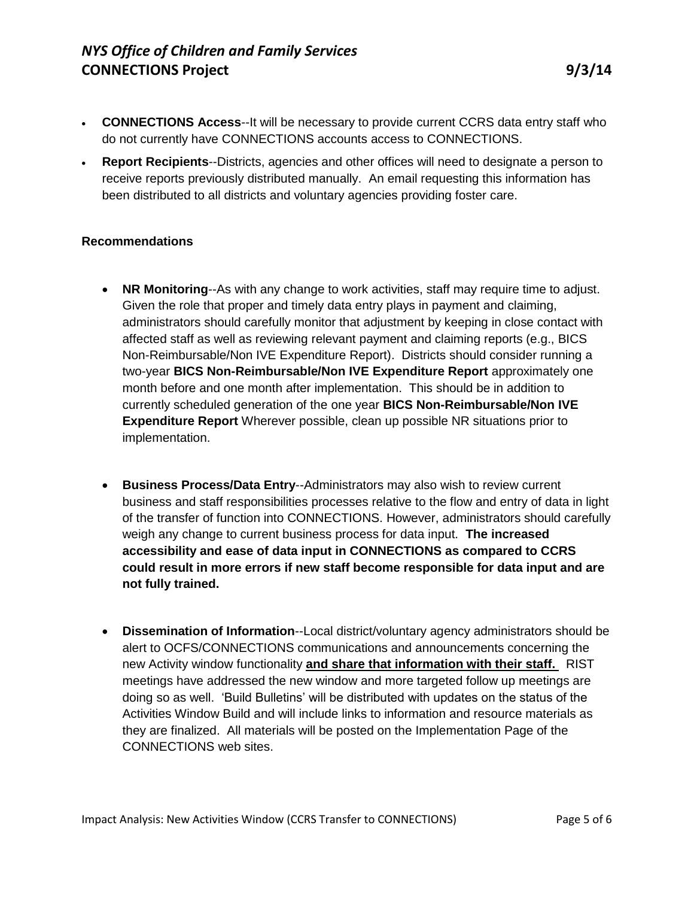- **CONNECTIONS Access**--It will be necessary to provide current CCRS data entry staff who do not currently have CONNECTIONS accounts access to CONNECTIONS.
- **Report Recipients**--Districts, agencies and other offices will need to designate a person to receive reports previously distributed manually. An email requesting this information has been distributed to all districts and voluntary agencies providing foster care.

**Recommendations**

- **NR Monitoring**--As with any change to work activities, staff may require time to adjust. Given the role that proper and timely data entry plays in payment and claiming, administrators should carefully monitor that adjustment by keeping in close contact with affected staff as well as reviewing relevant payment and claiming reports (e.g., BICS Non-Reimbursable/Non IVE Expenditure Report). Districts should consider running a two-year **BICS Non-Reimbursable/Non IVE Expenditure Report** approximately one month before and one month after implementation. This should be in addition to currently scheduled generation of the one year **BICS Non-Reimbursable/Non IVE Expenditure Report** Wherever possible, clean up possible NR situations prior to implementation.

- **Business Process/Data Entry**--Administrators may also wish to review current business and staff responsibilities processes relative to the flow and entry of data in light of the transfer of function into CONNECTIONS. However, administrators should carefully weigh any change to current business process for data input. **The increased accessibility and ease of data input in CONNECTIONS as compared to CCRS could result in more errors if new staff become responsible for data input and are not fully trained.**

- **Dissemination of Information**--Local district/voluntary agency administrators should be alert to OCFS/CONNECTIONS communications and announcements concerning the new Activity window functionality **and share that information with their staff.** RIST meetings have addressed the new window and more targeted follow up meetings are doing so as well. 'Build Bulletins' will be distributed with updates on the status of the Activities Window Build and will include links to information and resource materials as they are finalized. All materials will be posted on the Implementation Page of the CONNECTIONS web sites.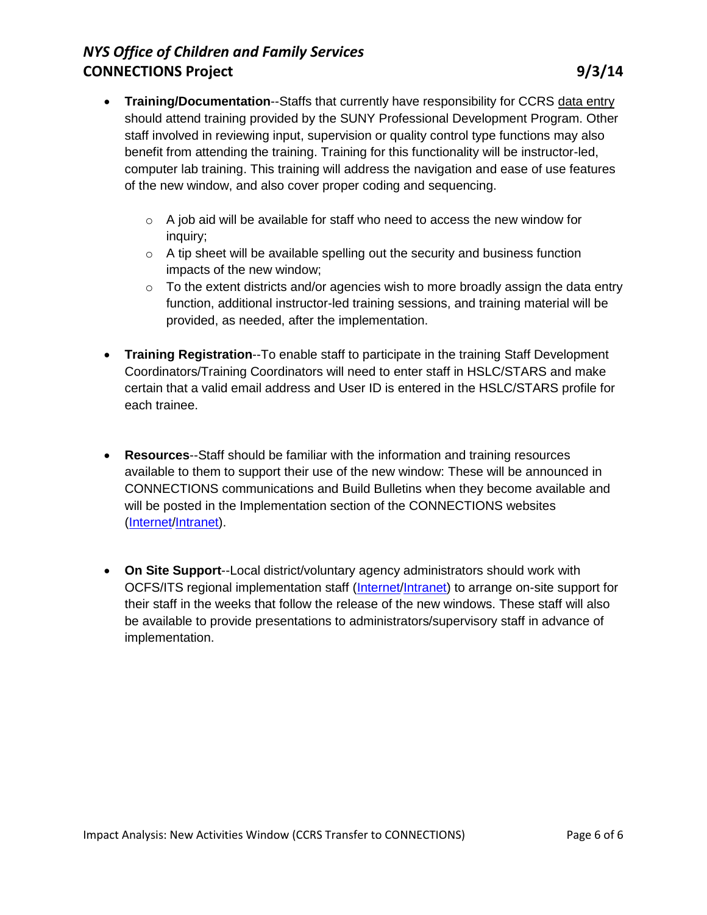- **Training/Documentation**--Staffs that currently have responsibility for CCRS data entry should attend training provided by the SUNY Professional Development Program. Other staff involved in reviewing input, supervision or quality control type functions may also benefit from attending the training. Training for this functionality will be instructor-led, computer lab training. This training will address the navigation and ease of use features of the new window, and also cover proper coding and sequencing.
  - A job aid will be available for staff who need to access the new window for inquiry;
  - A tip sheet will be available spelling out the security and business function impacts of the new window;
  - To the extent districts and/or agencies wish to more broadly assign the data entry function, additional instructor-led training sessions, and training material will be provided, as needed, after the implementation.

- **Training Registration**--To enable staff to participate in the training Staff Development Coordinators/Training Coordinators will need to enter staff in HSLC/STARS and make certain that a valid email address and User ID is entered in the HSLC/STARS profile for each trainee.

- **Resources**--Staff should be familiar with the information and training resources available to them to support their use of the new window: These will be announced in CONNECTIONS communications and Build Bulletins when they become available and will be posted in the Implementation section of the CONNECTIONS websites (Internet/Intranet).

- **On Site Support**--Local district/voluntary agency administrators should work with OCFS/ITS regional implementation staff (Internet/Intranet) to arrange on-site support for their staff in the weeks that follow the release of the new windows. These staff will also be available to provide presentations to administrators/supervisory staff in advance of implementation.